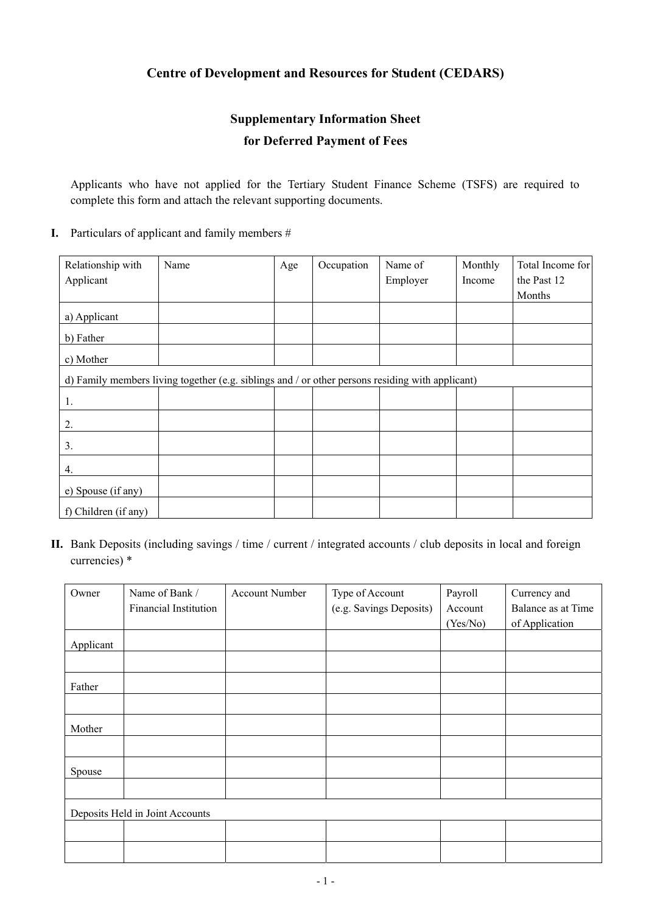# Centre of Development and Resources for Student (CEDARS)

## Supplementary Information Sheet for Deferred Payment of Fees

Applicants who have not applied for the Tertiary Student Finance Scheme (TSFS) are required to complete this form and attach the relevant supporting documents.

**I.** Particulars of applicant and family members #

| Relationship with Applicant | Name | Age | Occupation | Name of Employer | Monthly Income | Total Income for the Past 12 Months |
|---|---|---|---|---|---|---|
| a) Applicant | | | | | | |
| b) Father | | | | | | |
| c) Mother | | | | | | |
| d) Family members living together (e.g. siblings and / or other persons residing with applicant) | | | | | | |
| 1. | | | | | | |
| 2. | | | | | | |
| 3. | | | | | | |
| 4. | | | | | | |
| e) Spouse (if any) | | | | | | |
| f) Children (if any) | | | | | | |

**II.** Bank Deposits (including savings / time / current / integrated accounts / club deposits in local and foreign currencies) *

| Owner | Name of Bank / Financial Institution | Account Number | Type of Account (e.g. Savings Deposits) | Payroll Account (Yes/No) | Currency and Balance as at Time of Application |
|---|---|---|---|---|---|
| Applicant | | | | | |
| | | | | | |
| Father | | | | | |
| | | | | | |
| Mother | | | | | |
| | | | | | |
| Spouse | | | | | |
| | | | | | |
| Deposits Held in Joint Accounts | | | | | |
| | | | | | |
| | | | | | |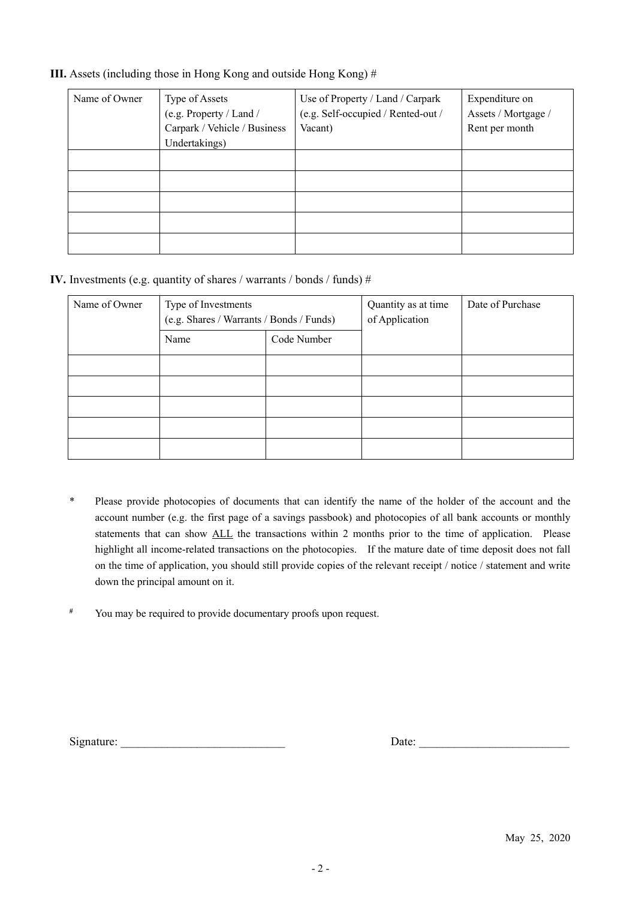**III.** Assets (including those in Hong Kong and outside Hong Kong) #

| Name of Owner | Type of Assets (e.g. Property / Land / Carpark / Vehicle / Business Undertakings) | Use of Property / Land / Carpark (e.g. Self-occupied / Rented-out / Vacant) | Expenditure on Assets / Mortgage / Rent per month |
|---|---|---|---|
| | | | |
| | | | |
| | | | |
| | | | |
| | | | |

**IV.** Investments (e.g. quantity of shares / warrants / bonds / funds) #

| Name of Owner | Type of Investments (e.g. Shares / Warrants / Bonds / Funds) | | Quantity as at time of Application | Date of Purchase |
|---|---|---|---|---|
| | Name | Code Number | | |
| | | | | |
| | | | | |
| | | | | |
| | | | | |
| | | | | |

\* Please provide photocopies of documents that can identify the name of the holder of the account and the account number (e.g. the first page of a savings passbook) and photocopies of all bank accounts or monthly statements that can show ALL the transactions within 2 months prior to the time of application. Please highlight all income-related transactions on the photocopies. If the mature date of time deposit does not fall on the time of application, you should still provide copies of the relevant receipt / notice / statement and write down the principal amount on it.

\# You may be required to provide documentary proofs upon request.

Signature: ____________________________ Date: __________________________

May 25, 2020